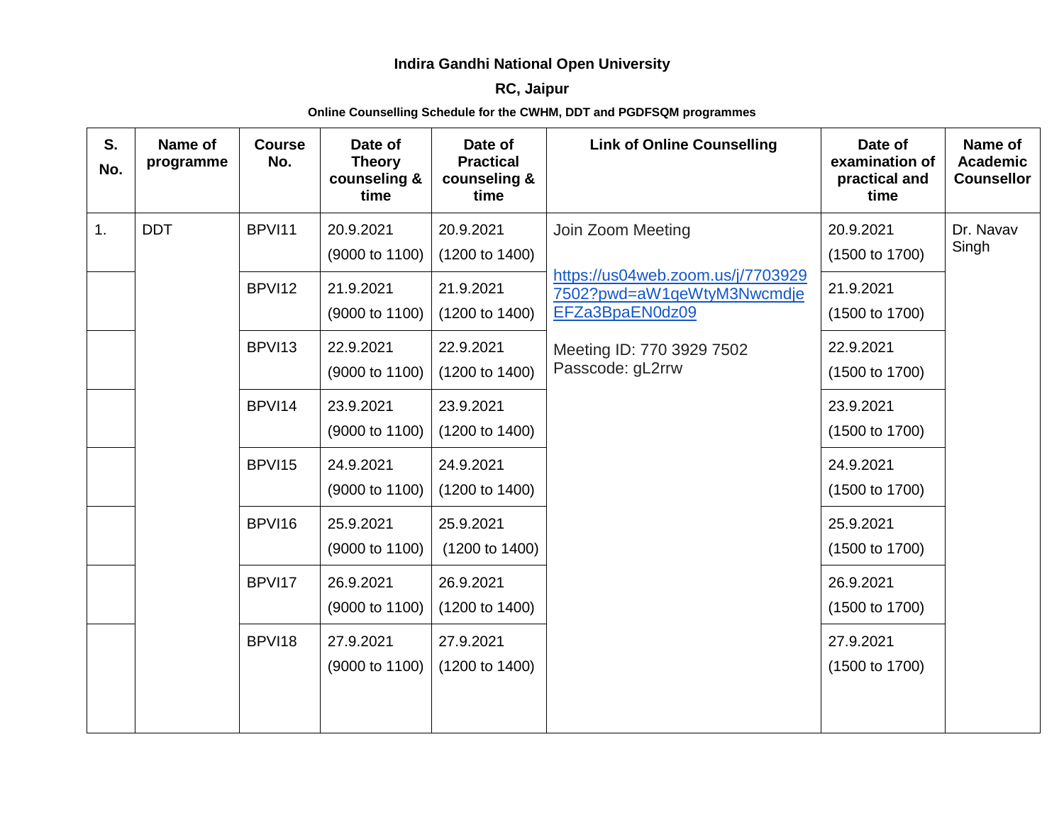**Indira Gandhi National Open University**

**RC, Jaipur**

**Online Counselling Schedule for the CWHM, DDT and PGDFSQM programmes**

| S. No. | Name of programme | Course No. | Date of Theory counseling & time | Date of Practical counseling & time | Link of Online Counselling | Date of examination of practical and time | Name of Academic Counsellor |
|---|---|---|---|---|---|---|---|
| 1. | DDT | BPVI11 | 20.9.2021 (9000 to 1100) | 20.9.2021 (1200 to 1400) | Join Zoom Meeting https://us04web.zoom.us/j/77039297502?pwd=aW1qeWtyM3NwcmdjeEFZa3BpaEN0dz09 Meeting ID: 770 3929 7502 Passcode: gL2rrw | 20.9.2021 (1500 to 1700) | Dr. Navav Singh |
| | | BPVI12 | 21.9.2021 (9000 to 1100) | 21.9.2021 (1200 to 1400) | | 21.9.2021 (1500 to 1700) | |
| | | BPVI13 | 22.9.2021 (9000 to 1100) | 22.9.2021 (1200 to 1400) | | 22.9.2021 (1500 to 1700) | |
| | | BPVI14 | 23.9.2021 (9000 to 1100) | 23.9.2021 (1200 to 1400) | | 23.9.2021 (1500 to 1700) | |
| | | BPVI15 | 24.9.2021 (9000 to 1100) | 24.9.2021 (1200 to 1400) | | 24.9.2021 (1500 to 1700) | |
| | | BPVI16 | 25.9.2021 (9000 to 1100) | 25.9.2021 (1200 to 1400) | | 25.9.2021 (1500 to 1700) | |
| | | BPVI17 | 26.9.2021 (9000 to 1100) | 26.9.2021 (1200 to 1400) | | 26.9.2021 (1500 to 1700) | |
| | | BPVI18 | 27.9.2021 (9000 to 1100) | 27.9.2021 (1200 to 1400) | | 27.9.2021 (1500 to 1700) | |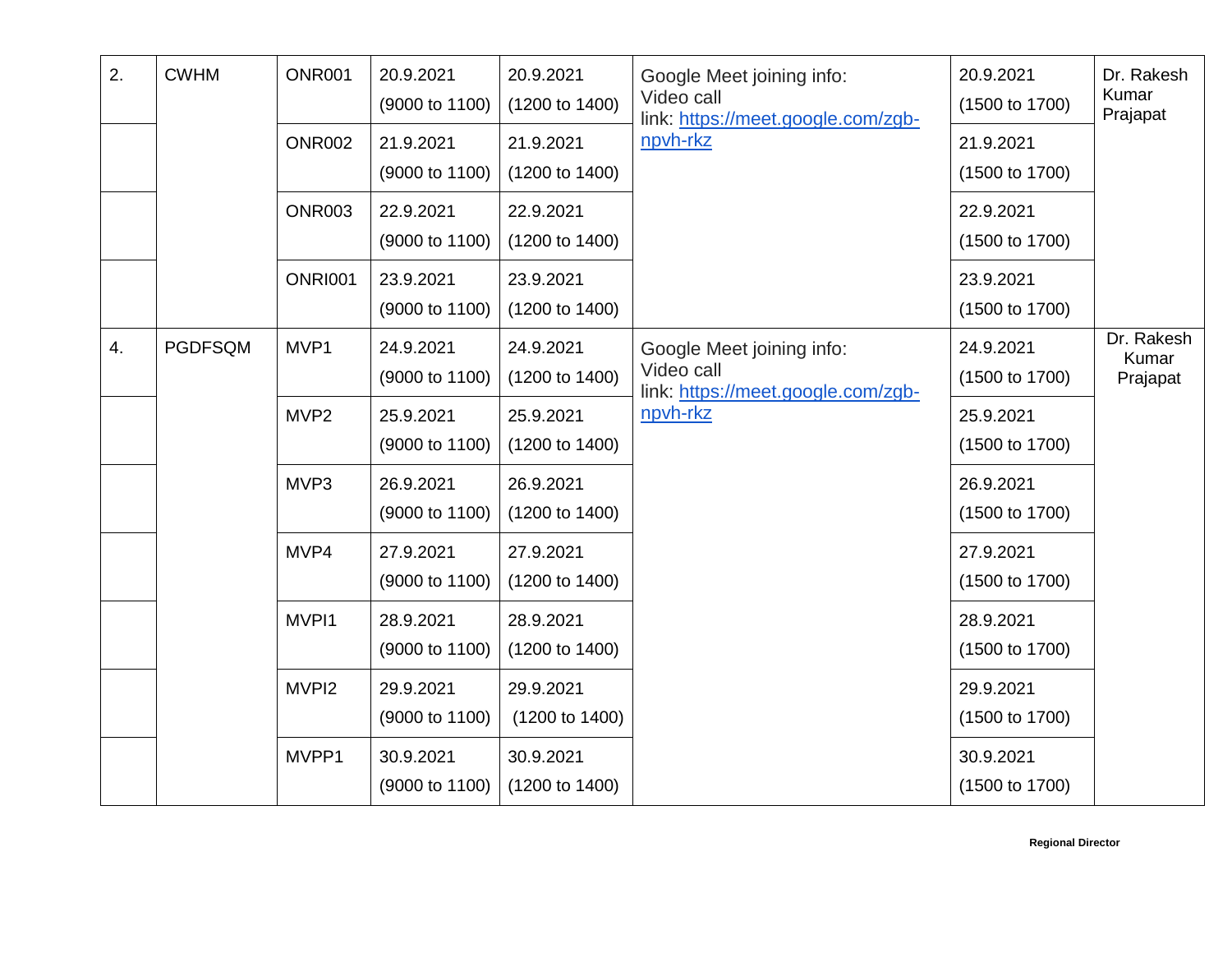| | | | | | | | |
|---|---|---|---|---|---|---|---|
| 2. | CWHM | ONR001 | 20.9.2021 (9000 to 1100) | 20.9.2021 (1200 to 1400) | Google Meet joining info: Video call link: https://meet.google.com/zgb-npvh-rkz | 20.9.2021 (1500 to 1700) | Dr. Rakesh Kumar Prajapat |
| | | ONR002 | 21.9.2021 (9000 to 1100) | 21.9.2021 (1200 to 1400) | | 21.9.2021 (1500 to 1700) | |
| | | ONR003 | 22.9.2021 (9000 to 1100) | 22.9.2021 (1200 to 1400) | | 22.9.2021 (1500 to 1700) | |
| | | ONRI001 | 23.9.2021 (9000 to 1100) | 23.9.2021 (1200 to 1400) | | 23.9.2021 (1500 to 1700) | |
| 4. | PGDFSQM | MVP1 | 24.9.2021 (9000 to 1100) | 24.9.2021 (1200 to 1400) | Google Meet joining info: Video call link: https://meet.google.com/zgb-npvh-rkz | 24.9.2021 (1500 to 1700) | Dr. Rakesh Kumar Prajapat |
| | | MVP2 | 25.9.2021 (9000 to 1100) | 25.9.2021 (1200 to 1400) | | 25.9.2021 (1500 to 1700) | |
| | | MVP3 | 26.9.2021 (9000 to 1100) | 26.9.2021 (1200 to 1400) | | 26.9.2021 (1500 to 1700) | |
| | | MVP4 | 27.9.2021 (9000 to 1100) | 27.9.2021 (1200 to 1400) | | 27.9.2021 (1500 to 1700) | |
| | | MVPI1 | 28.9.2021 (9000 to 1100) | 28.9.2021 (1200 to 1400) | | 28.9.2021 (1500 to 1700) | |
| | | MVPI2 | 29.9.2021 (9000 to 1100) | 29.9.2021 (1200 to 1400) | | 29.9.2021 (1500 to 1700) | |
| | | MVPP1 | 30.9.2021 (9000 to 1100) | 30.9.2021 (1200 to 1400) | | 30.9.2021 (1500 to 1700) | |

**Regional Director**